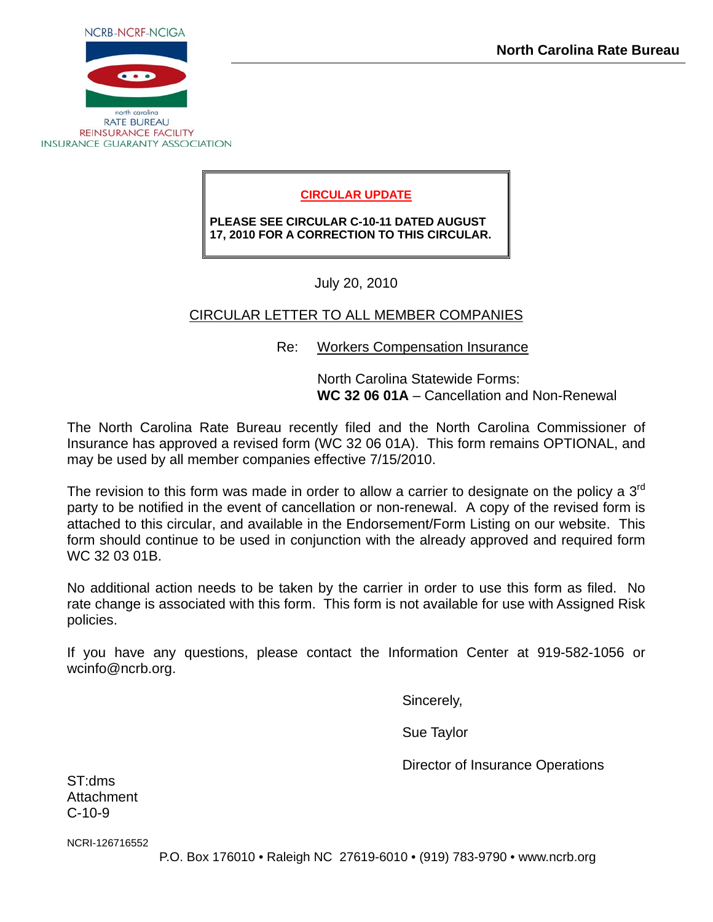NCRB-NCRF-NCIGA

north carolina
RATE BUREAU
REINSURANCE FACILITY
INSURANCE GUARANTY ASSOCIATION

**North Carolina Rate Bureau**

**CIRCULAR UPDATE**

**PLEASE SEE CIRCULAR C-10-11 DATED AUGUST 17, 2010 FOR A CORRECTION TO THIS CIRCULAR.**

July 20, 2010

CIRCULAR LETTER TO ALL MEMBER COMPANIES

Re: Workers Compensation Insurance

North Carolina Statewide Forms:
**WC 32 06 01A** – Cancellation and Non-Renewal

The North Carolina Rate Bureau recently filed and the North Carolina Commissioner of Insurance has approved a revised form (WC 32 06 01A). This form remains OPTIONAL, and may be used by all member companies effective 7/15/2010.

The revision to this form was made in order to allow a carrier to designate on the policy a 3rd party to be notified in the event of cancellation or non-renewal. A copy of the revised form is attached to this circular, and available in the Endorsement/Form Listing on our website. This form should continue to be used in conjunction with the already approved and required form WC 32 03 01B.

No additional action needs to be taken by the carrier in order to use this form as filed. No rate change is associated with this form. This form is not available for use with Assigned Risk policies.

If you have any questions, please contact the Information Center at 919-582-1056 or wcinfo@ncrb.org.

Sincerely,

Sue Taylor

Director of Insurance Operations

ST:dms
Attachment
C-10-9

NCRI-126716552

P.O. Box 176010 • Raleigh NC 27619-6010 • (919) 783-9790 • www.ncrb.org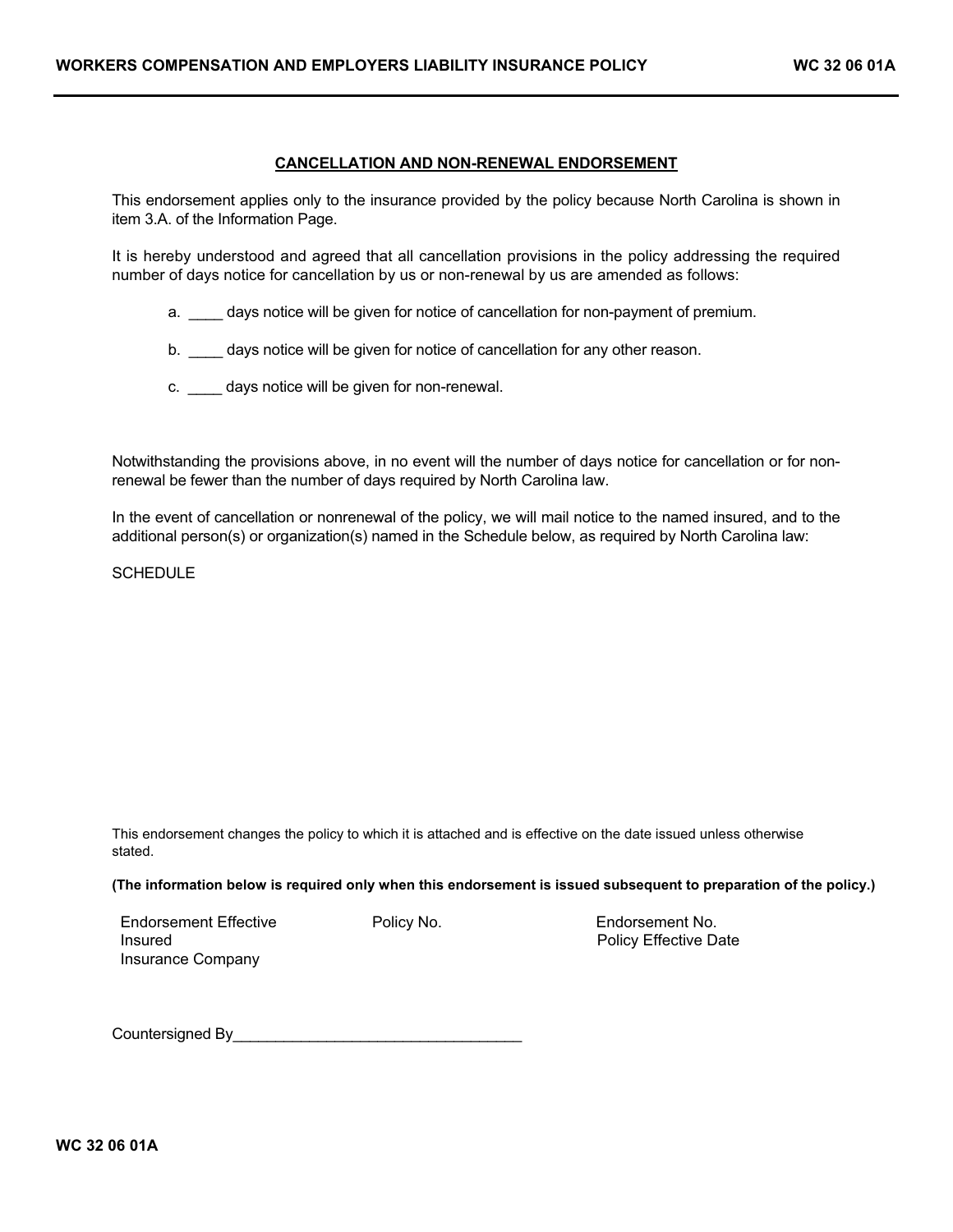## CANCELLATION AND NON-RENEWAL ENDORSEMENT

This endorsement applies only to the insurance provided by the policy because North Carolina is shown in item 3.A. of the Information Page.

It is hereby understood and agreed that all cancellation provisions in the policy addressing the required number of days notice for cancellation by us or non-renewal by us are amended as follows:

a. ____ days notice will be given for notice of cancellation for non-payment of premium.

b. ____ days notice will be given for notice of cancellation for any other reason.

c. ____ days notice will be given for non-renewal.

Notwithstanding the provisions above, in no event will the number of days notice for cancellation or for non-renewal be fewer than the number of days required by North Carolina law.

In the event of cancellation or nonrenewal of the policy, we will mail notice to the named insured, and to the additional person(s) or organization(s) named in the Schedule below, as required by North Carolina law:

SCHEDULE

This endorsement changes the policy to which it is attached and is effective on the date issued unless otherwise stated.

**(The information below is required only when this endorsement is issued subsequent to preparation of the policy.)**

Endorsement Effective    Policy No.    Endorsement No.
Insured    Policy Effective Date
Insurance Company

Countersigned By__________________________________

WC 32 06 01A